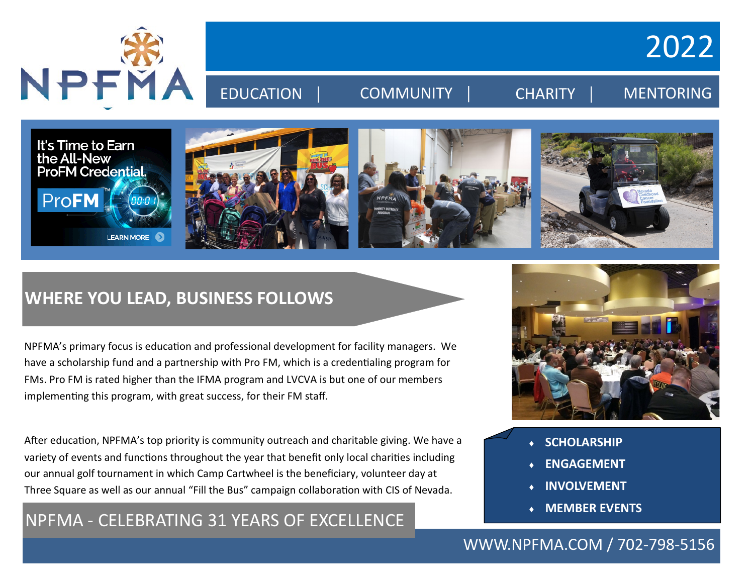# NPFMA

## 2022

EDUCATION | COMMUNITY | CHARITY | MENTORING

It's Time to Earn the All-New ProFM Credential.

ProFM™

LEARN MORE

## WHERE YOU LEAD, BUSINESS FOLLOWS

NPFMA's primary focus is education and professional development for facility managers. We have a scholarship fund and a partnership with Pro FM, which is a credentialing program for FMs. Pro FM is rated higher than the IFMA program and LVCVA is but one of our members implementing this program, with great success, for their FM staff.

After education, NPFMA's top priority is community outreach and charitable giving. We have a variety of events and functions throughout the year that benefit only local charities including our annual golf tournament in which Camp Cartwheel is the beneficiary, volunteer day at Three Square as well as our annual "Fill the Bus" campaign collaboration with CIS of Nevada.

- **SCHOLARSHIP**
- **ENGAGEMENT**
- **INVOLVEMENT**
- **MEMBER EVENTS**

## NPFMA - CELEBRATING 31 YEARS OF EXCELLENCE

WWW.NPFMA.COM / 702-798-5156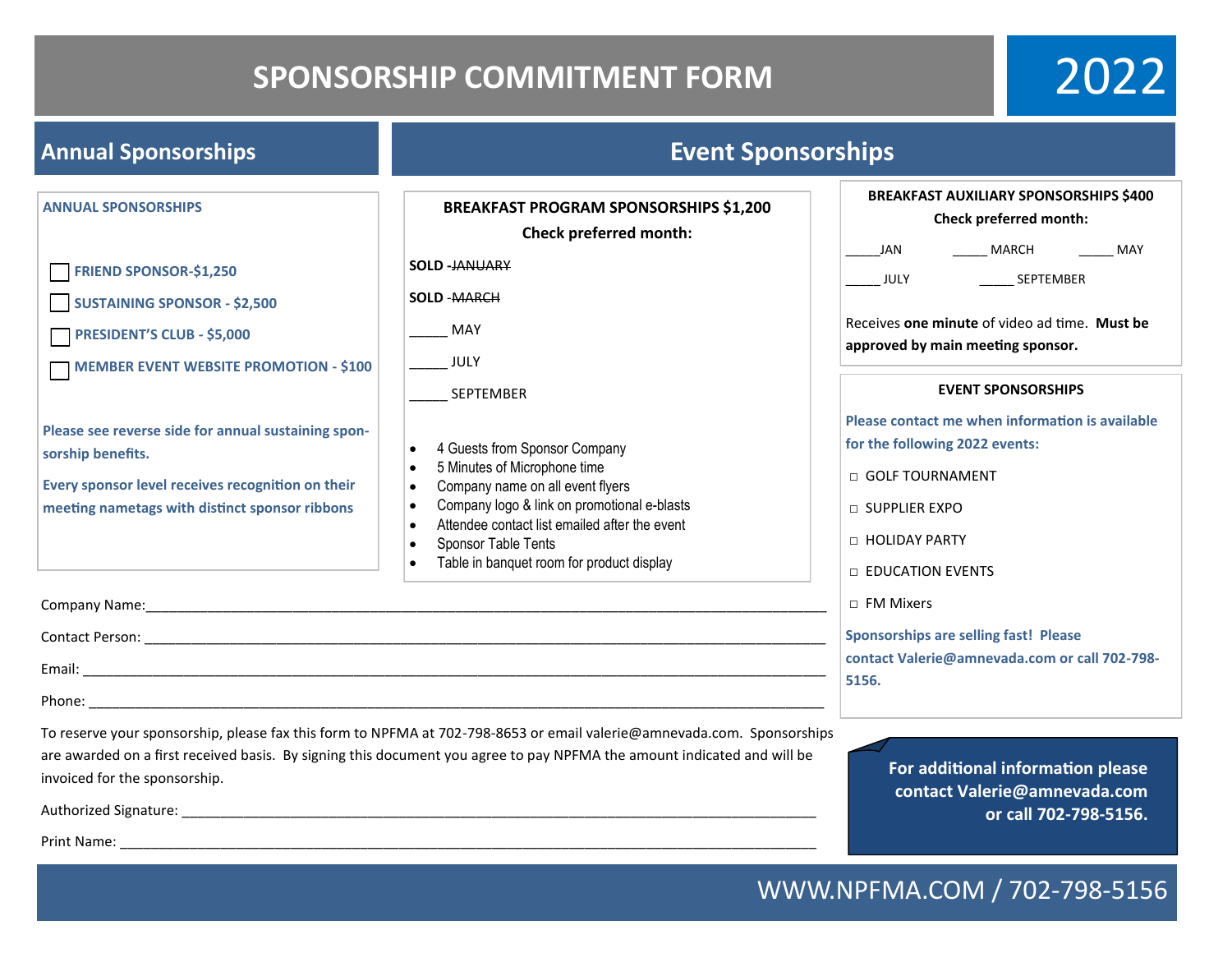# SPONSORSHIP COMMITMENT FORM 2022

## Annual Sponsorships

**ANNUAL SPONSORSHIPS**

- ☐ **FRIEND SPONSOR-$1,250**
- ☐ **SUSTAINING SPONSOR - $2,500**
- ☐ **PRESIDENT'S CLUB - $5,000**
- ☐ **MEMBER EVENT WEBSITE PROMOTION - $100**

**Please see reverse side for annual sustaining sponsorship benefits.**

**Every sponsor level receives recognition on their meeting nametags with distinct sponsor ribbons**

## Event Sponsorships

**BREAKFAST PROGRAM SPONSORSHIPS $1,200**

**Check preferred month:**

**SOLD** -~~JANUARY~~

**SOLD** -~~MARCH~~

_____ MAY

_____ JULY

_____ SEPTEMBER

- 4 Guests from Sponsor Company
- 5 Minutes of Microphone time
- Company name on all event flyers
- Company logo & link on promotional e-blasts
- Attendee contact list emailed after the event
- Sponsor Table Tents
- Table in banquet room for product display

**BREAKFAST AUXILIARY SPONSORSHIPS $400**

**Check preferred month:**

_____JAN _____ MARCH _____ MAY

_____ JULY _____ SEPTEMBER

Receives **one minute** of video ad time. **Must be approved by main meeting sponsor.**

**EVENT SPONSORSHIPS**

**Please contact me when information is available for the following 2022 events:**

- ☐ GOLF TOURNAMENT
- ☐ SUPPLIER EXPO
- ☐ HOLIDAY PARTY
- ☐ EDUCATION EVENTS
- ☐ FM Mixers

**Sponsorships are selling fast! Please contact Valerie@amnevada.com or call 702-798-5156.**

Company Name:______________________________________________

Contact Person: ______________________________________________

Email: ______________________________________________

Phone: ______________________________________________

To reserve your sponsorship, please fax this form to NPFMA at 702-798-8653 or email valerie@amnevada.com. Sponsorships are awarded on a first received basis. By signing this document you agree to pay NPFMA the amount indicated and will be invoiced for the sponsorship.

Authorized Signature: ______________________________________________

Print Name: ______________________________________________

**For additional information please contact Valerie@amnevada.com or call 702-798-5156.**

WWW.NPFMA.COM / 702-798-5156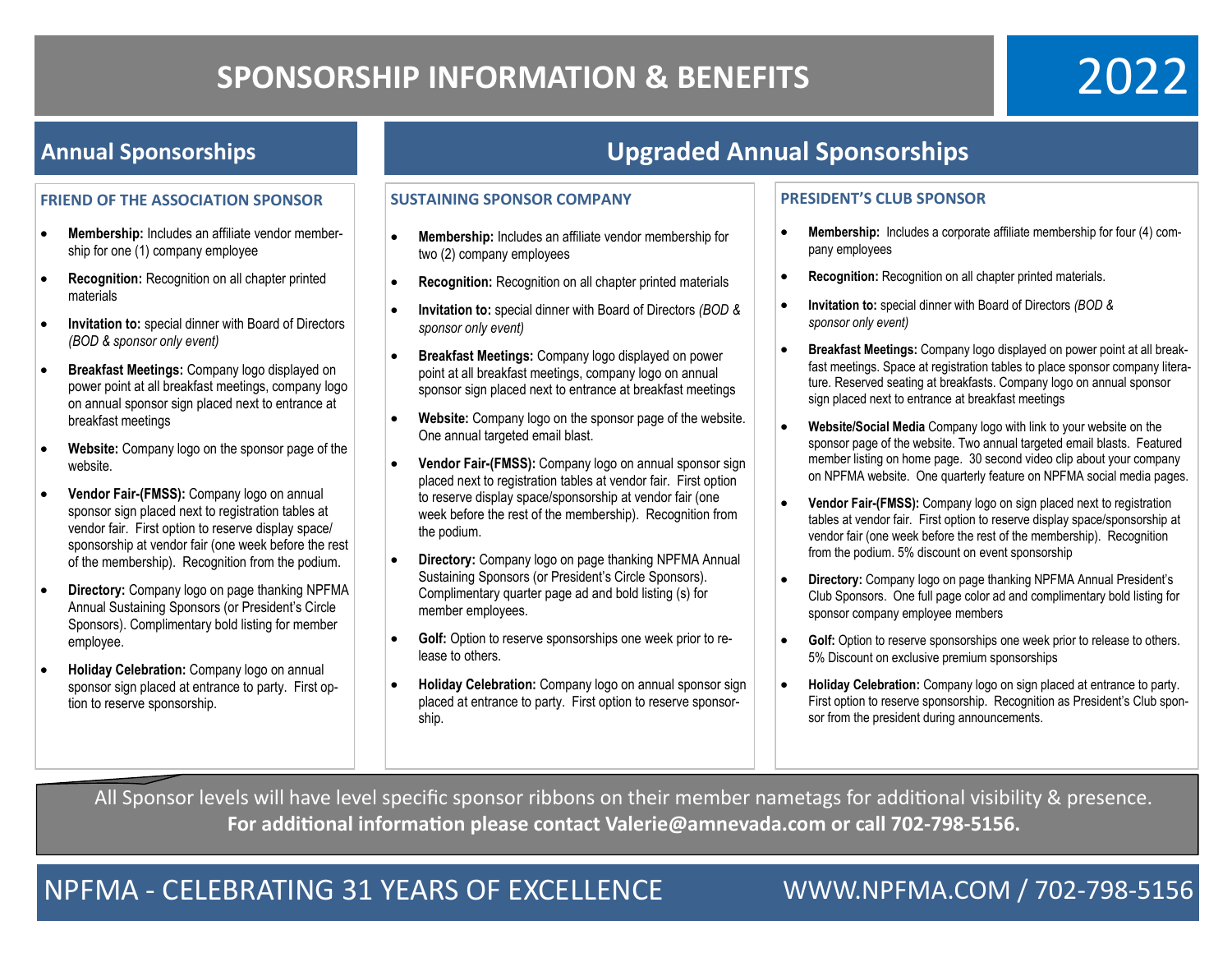# SPONSORSHIP INFORMATION & BENEFITS 2022

## Annual Sponsorships

### FRIEND OF THE ASSOCIATION SPONSOR

- **Membership:** Includes an affiliate vendor membership for one (1) company employee
- **Recognition:** Recognition on all chapter printed materials
- **Invitation to:** special dinner with Board of Directors *(BOD & sponsor only event)*
- **Breakfast Meetings:** Company logo displayed on power point at all breakfast meetings, company logo on annual sponsor sign placed next to entrance at breakfast meetings
- **Website:** Company logo on the sponsor page of the website.
- **Vendor Fair-(FMSS):** Company logo on annual sponsor sign placed next to registration tables at vendor fair. First option to reserve display space/ sponsorship at vendor fair (one week before the rest of the membership). Recognition from the podium.
- **Directory:** Company logo on page thanking NPFMA Annual Sustaining Sponsors (or President's Circle Sponsors). Complimentary bold listing for member employee.
- **Holiday Celebration:** Company logo on annual sponsor sign placed at entrance to party. First option to reserve sponsorship.

## Upgraded Annual Sponsorships

### SUSTAINING SPONSOR COMPANY

- **Membership:** Includes an affiliate vendor membership for two (2) company employees
- **Recognition:** Recognition on all chapter printed materials
- **Invitation to:** special dinner with Board of Directors *(BOD & sponsor only event)*
- **Breakfast Meetings:** Company logo displayed on power point at all breakfast meetings, company logo on annual sponsor sign placed next to entrance at breakfast meetings
- **Website:** Company logo on the sponsor page of the website. One annual targeted email blast.
- **Vendor Fair-(FMSS):** Company logo on annual sponsor sign placed next to registration tables at vendor fair. First option to reserve display space/sponsorship at vendor fair (one week before the rest of the membership). Recognition from the podium.
- **Directory:** Company logo on page thanking NPFMA Annual Sustaining Sponsors (or President's Circle Sponsors). Complimentary quarter page ad and bold listing (s) for member employees.
- **Golf:** Option to reserve sponsorships one week prior to release to others.
- **Holiday Celebration:** Company logo on annual sponsor sign placed at entrance to party. First option to reserve sponsorship.

### PRESIDENT'S CLUB SPONSOR

- **Membership:** Includes a corporate affiliate membership for four (4) company employees
- **Recognition:** Recognition on all chapter printed materials.
- **Invitation to:** special dinner with Board of Directors *(BOD & sponsor only event)*
- **Breakfast Meetings:** Company logo displayed on power point at all breakfast meetings. Space at registration tables to place sponsor company literature. Reserved seating at breakfasts. Company logo on annual sponsor sign placed next to entrance at breakfast meetings
- **Website/Social Media** Company logo with link to your website on the sponsor page of the website. Two annual targeted email blasts. Featured member listing on home page. 30 second video clip about your company on NPFMA website. One quarterly feature on NPFMA social media pages.
- **Vendor Fair-(FMSS):** Company logo on sign placed next to registration tables at vendor fair. First option to reserve display space/sponsorship at vendor fair (one week before the rest of the membership). Recognition from the podium. 5% discount on event sponsorship
- **Directory:** Company logo on page thanking NPFMA Annual President's Club Sponsors. One full page color ad and complimentary bold listing for sponsor company employee members
- **Golf:** Option to reserve sponsorships one week prior to release to others. 5% Discount on exclusive premium sponsorships
- **Holiday Celebration:** Company logo on sign placed at entrance to party. First option to reserve sponsorship. Recognition as President's Club sponsor from the president during announcements.

All Sponsor levels will have level specific sponsor ribbons on their member nametags for additional visibility & presence.
**For additional information please contact Valerie@amnevada.com or call 702-798-5156.**

NPFMA - CELEBRATING 31 YEARS OF EXCELLENCE WWW.NPFMA.COM / 702-798-5156